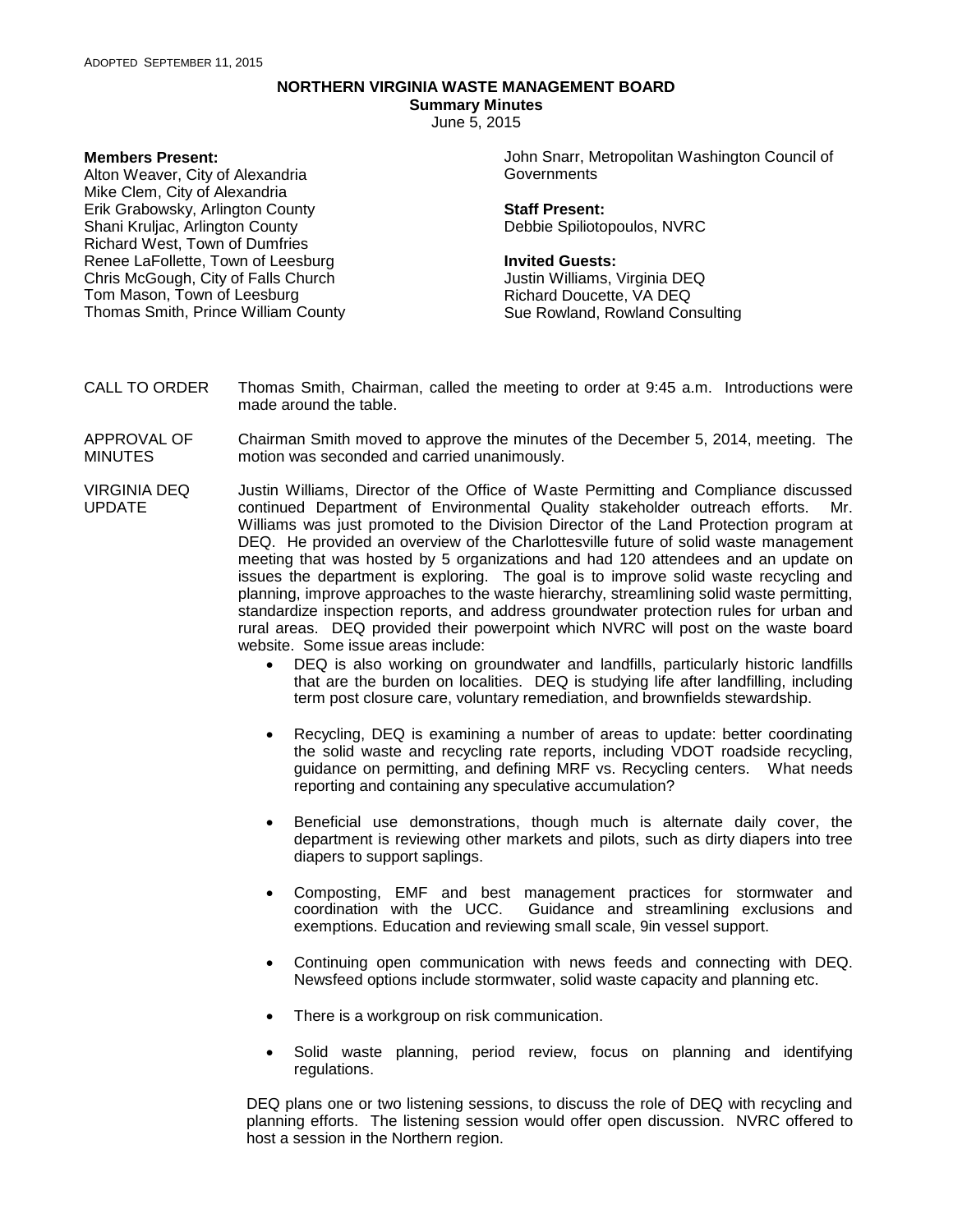ADOPTED SEPTEMBER 11, 2015

**NORTHERN VIRGINIA WASTE MANAGEMENT BOARD**
**Summary Minutes**
June 5, 2015

**Members Present:**
Alton Weaver, City of Alexandria
Mike Clem, City of Alexandria
Erik Grabowsky, Arlington County
Shani Kruljac, Arlington County
Richard West, Town of Dumfries
Renee LaFollette, Town of Leesburg
Chris McGough, City of Falls Church
Tom Mason, Town of Leesburg
Thomas Smith, Prince William County
John Snarr, Metropolitan Washington Council of Governments

**Staff Present:**
Debbie Spiliotopoulos, NVRC

**Invited Guests:**
Justin Williams, Virginia DEQ
Richard Doucette, VA DEQ
Sue Rowland, Rowland Consulting

CALL TO ORDER — Thomas Smith, Chairman, called the meeting to order at 9:45 a.m. Introductions were made around the table.

APPROVAL OF MINUTES — Chairman Smith moved to approve the minutes of the December 5, 2014, meeting. The motion was seconded and carried unanimously.

VIRGINIA DEQ UPDATE — Justin Williams, Director of the Office of Waste Permitting and Compliance discussed continued Department of Environmental Quality stakeholder outreach efforts. Mr. Williams was just promoted to the Division Director of the Land Protection program at DEQ. He provided an overview of the Charlottesville future of solid waste management meeting that was hosted by 5 organizations and had 120 attendees and an update on issues the department is exploring. The goal is to improve solid waste recycling and planning, improve approaches to the waste hierarchy, streamlining solid waste permitting, standardize inspection reports, and address groundwater protection rules for urban and rural areas. DEQ provided their powerpoint which NVRC will post on the waste board website. Some issue areas include:

- DEQ is also working on groundwater and landfills, particularly historic landfills that are the burden on localities. DEQ is studying life after landfilling, including term post closure care, voluntary remediation, and brownfields stewardship.
- Recycling, DEQ is examining a number of areas to update: better coordinating the solid waste and recycling rate reports, including VDOT roadside recycling, guidance on permitting, and defining MRF vs. Recycling centers. What needs reporting and containing any speculative accumulation?
- Beneficial use demonstrations, though much is alternate daily cover, the department is reviewing other markets and pilots, such as dirty diapers into tree diapers to support saplings.
- Composting, EMF and best management practices for stormwater and coordination with the UCC. Guidance and streamlining exclusions and exemptions. Education and reviewing small scale, 9in vessel support.
- Continuing open communication with news feeds and connecting with DEQ. Newsfeed options include stormwater, solid waste capacity and planning etc.
- There is a workgroup on risk communication.
- Solid waste planning, period review, focus on planning and identifying regulations.

DEQ plans one or two listening sessions, to discuss the role of DEQ with recycling and planning efforts. The listening session would offer open discussion. NVRC offered to host a session in the Northern region.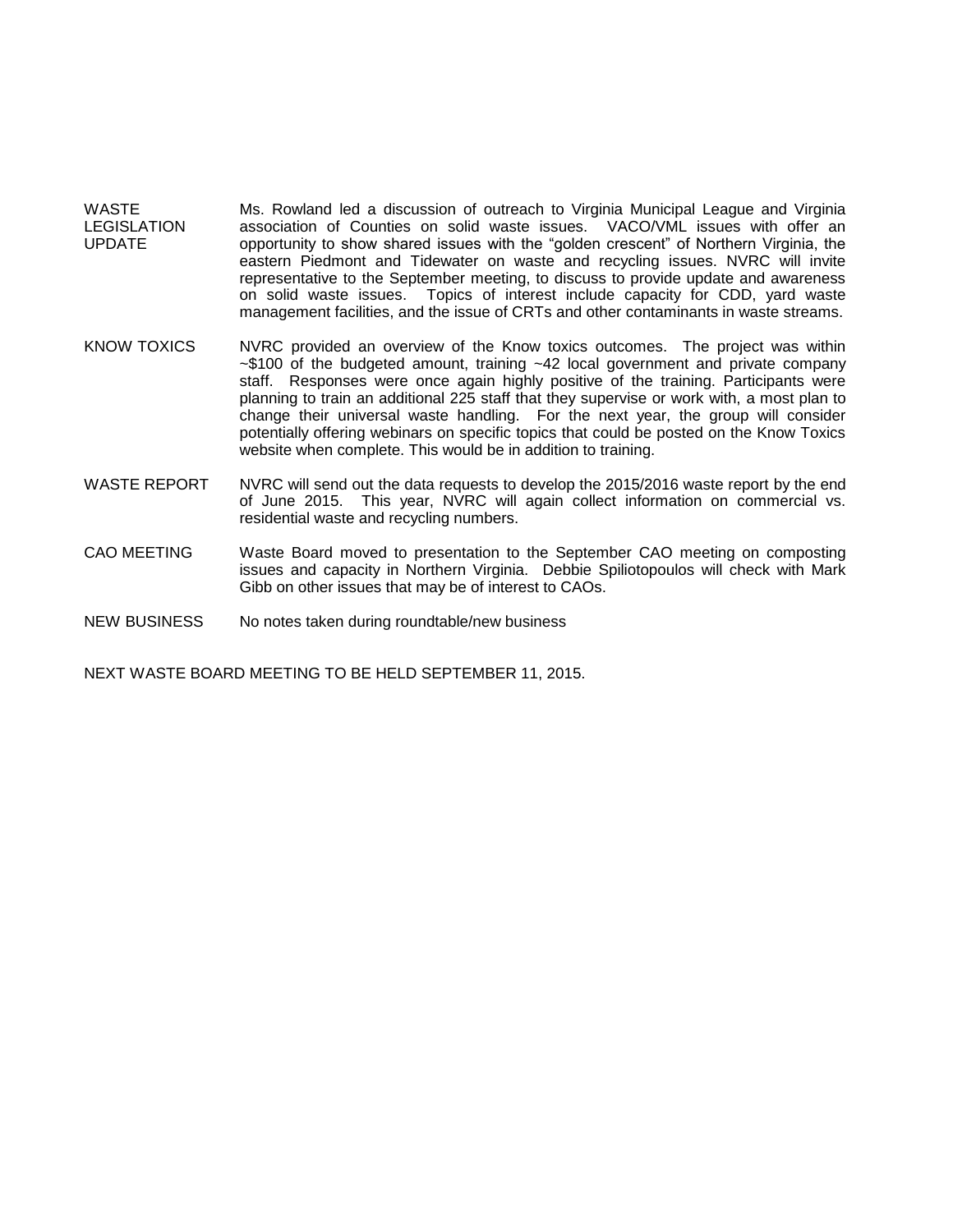| | |
|---|---|
| WASTE LEGISLATION UPDATE | Ms. Rowland led a discussion of outreach to Virginia Municipal League and Virginia association of Counties on solid waste issues. VACO/VML issues with offer an opportunity to show shared issues with the "golden crescent" of Northern Virginia, the eastern Piedmont and Tidewater on waste and recycling issues. NVRC will invite representative to the September meeting, to discuss to provide update and awareness on solid waste issues. Topics of interest include capacity for CDD, yard waste management facilities, and the issue of CRTs and other contaminants in waste streams. |
| KNOW TOXICS | NVRC provided an overview of the Know toxics outcomes. The project was within ~$100 of the budgeted amount, training ~42 local government and private company staff. Responses were once again highly positive of the training. Participants were planning to train an additional 225 staff that they supervise or work with, a most plan to change their universal waste handling. For the next year, the group will consider potentially offering webinars on specific topics that could be posted on the Know Toxics website when complete. This would be in addition to training. |
| WASTE REPORT | NVRC will send out the data requests to develop the 2015/2016 waste report by the end of June 2015. This year, NVRC will again collect information on commercial vs. residential waste and recycling numbers. |
| CAO MEETING | Waste Board moved to presentation to the September CAO meeting on composting issues and capacity in Northern Virginia. Debbie Spiliotopoulos will check with Mark Gibb on other issues that may be of interest to CAOs. |
| NEW BUSINESS | No notes taken during roundtable/new business |

NEXT WASTE BOARD MEETING TO BE HELD SEPTEMBER 11, 2015.